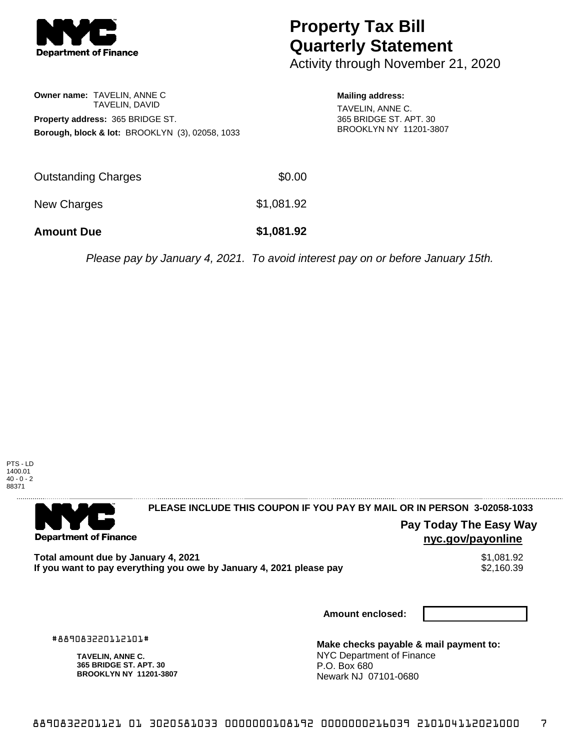**Department of Finance**

# Property Tax Bill Quarterly Statement

Activity through November 21, 2020

**Owner name:** TAVELIN, ANNE C
TAVELIN, DAVID

**Property address:** 365 BRIDGE ST.

**Borough, block & lot:** BROOKLYN (3), 02058, 1033

**Mailing address:**
TAVELIN, ANNE C.
365 BRIDGE ST. APT. 30
BROOKLYN NY 11201-3807

| | |
|---|---|
| Outstanding Charges | $0.00 |
| New Charges | $1,081.92 |
| **Amount Due** | **$1,081.92** |

*Please pay by January 4, 2021. To avoid interest pay on or before January 15th.*

PTS - LD
1400.01
40 - 0 - 2
88371

---

**Department of Finance**

**PLEASE INCLUDE THIS COUPON IF YOU PAY BY MAIL OR IN PERSON 3-02058-1033**

**Pay Today The Easy Way**
**nyc.gov/payonline**

| | |
|---|---|
| **Total amount due by January 4, 2021** | $1,081.92 |
| **If you want to pay everything you owe by January 4, 2021 please pay** | $2,160.39 |

**Amount enclosed:**

#889083220112101#

**TAVELIN, ANNE C.**
**365 BRIDGE ST. APT. 30**
**BROOKLYN NY 11201-3807**

**Make checks payable & mail payment to:**
NYC Department of Finance
P.O. Box 680
Newark NJ 07101-0680

8890832201121 01 3020581033 0000000108192 0000000216039 210104112021000 7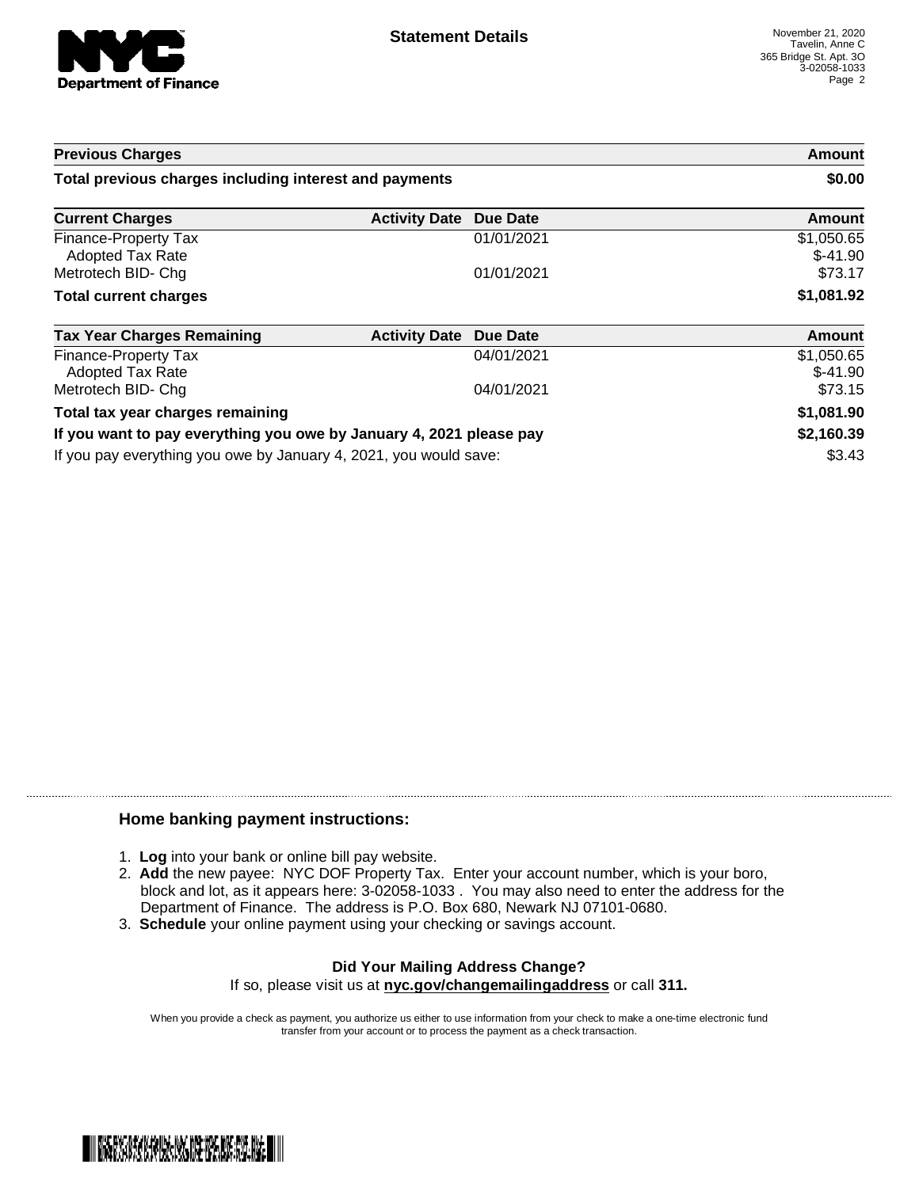**NYC Department of Finance**

## Statement Details

November 21, 2020
Tavelin, Anne C
365 Bridge St. Apt. 3O
3-02058-1033
Page 2

| Previous Charges | | | Amount |
|---|---|---|---|
| **Total previous charges including interest and payments** | | | **$0.00** |

| Current Charges | Activity Date | Due Date | Amount |
|---|---|---|---|
| Finance-Property Tax | | 01/01/2021 | $1,050.65 |
| Adopted Tax Rate | | | $-41.90 |
| Metrotech BID- Chg | | 01/01/2021 | $73.17 |
| **Total current charges** | | | **$1,081.92** |

| Tax Year Charges Remaining | Activity Date | Due Date | Amount |
|---|---|---|---|
| Finance-Property Tax | | 04/01/2021 | $1,050.65 |
| Adopted Tax Rate | | | $-41.90 |
| Metrotech BID- Chg | | 04/01/2021 | $73.15 |
| **Total tax year charges remaining** | | | **$1,081.90** |
| **If you want to pay everything you owe by January 4, 2021 please pay** | | | **$2,160.39** |
| If you pay everything you owe by January 4, 2021, you would save: | | | $3.43 |

### Home banking payment instructions:

1. **Log** into your bank or online bill pay website.
2. **Add** the new payee: NYC DOF Property Tax. Enter your account number, which is your boro, block and lot, as it appears here: 3-02058-1033 . You may also need to enter the address for the Department of Finance. The address is P.O. Box 680, Newark NJ 07101-0680.
3. **Schedule** your online payment using your checking or savings account.

**Did Your Mailing Address Change?**
If so, please visit us at **nyc.gov/changemailingaddress** or call **311.**

When you provide a check as payment, you authorize us either to use information from your check to make a one-time electronic fund transfer from your account or to process the payment as a check transaction.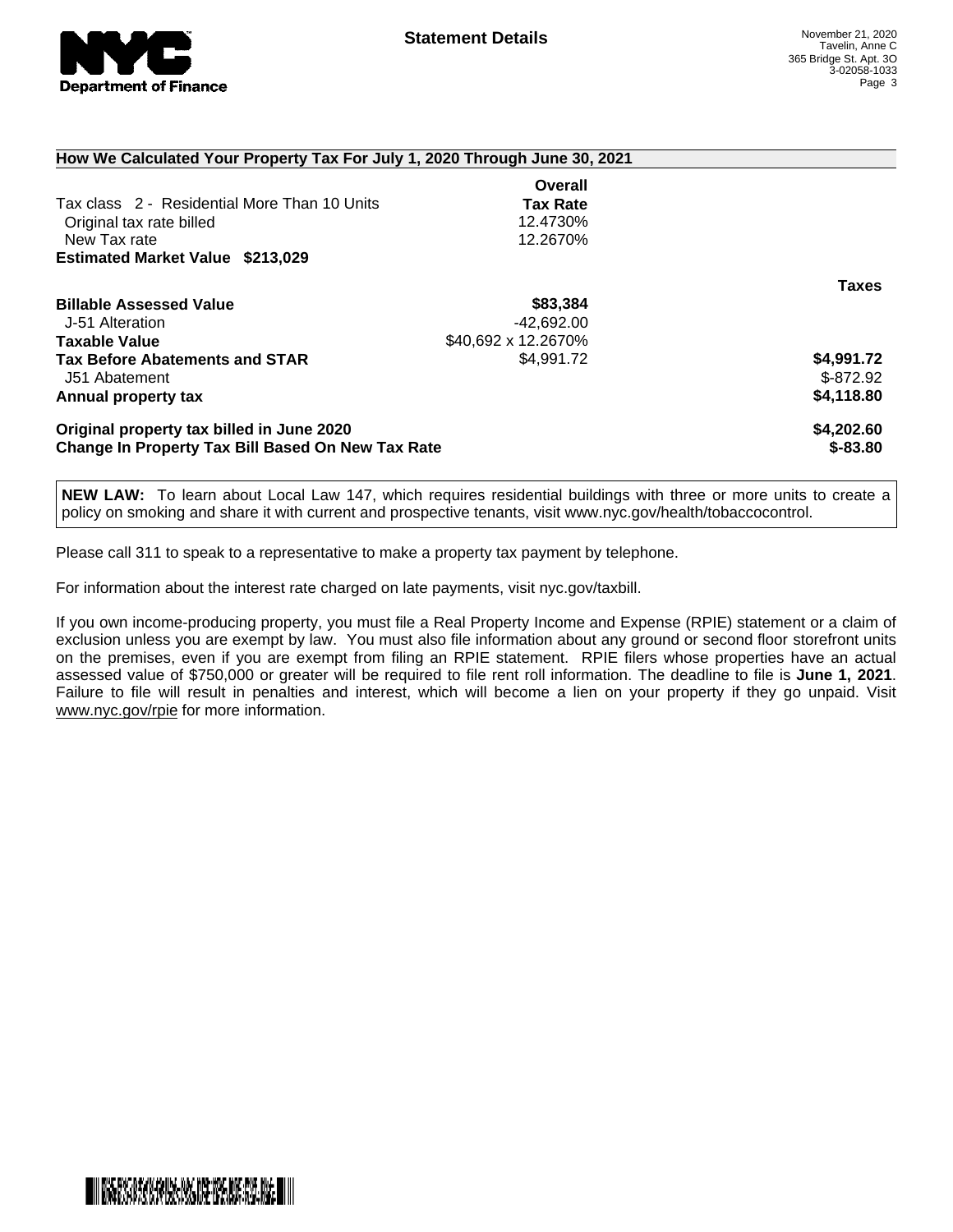## How We Calculated Your Property Tax For July 1, 2020 Through June 30, 2021

| | Overall Tax Rate | Taxes |
|---|---|---|
| Tax class 2 - Residential More Than 10 Units | | |
| Original tax rate billed | 12.4730% | |
| New Tax rate | 12.2670% | |
| **Estimated Market Value $213,029** | | |
| **Billable Assessed Value** | **$83,384** | |
| J-51 Alteration | -42,692.00 | |
| **Taxable Value** | $40,692 x 12.2670% | |
| **Tax Before Abatements and STAR** | $4,991.72 | **$4,991.72** |
| J51 Abatement | | $-872.92 |
| **Annual property tax** | | **$4,118.80** |
| **Original property tax billed in June 2020** | | **$4,202.60** |
| **Change In Property Tax Bill Based On New Tax Rate** | | **$-83.80** |

**NEW LAW:** To learn about Local Law 147, which requires residential buildings with three or more units to create a policy on smoking and share it with current and prospective tenants, visit www.nyc.gov/health/tobaccocontrol.

Please call 311 to speak to a representative to make a property tax payment by telephone.

For information about the interest rate charged on late payments, visit nyc.gov/taxbill.

If you own income-producing property, you must file a Real Property Income and Expense (RPIE) statement or a claim of exclusion unless you are exempt by law. You must also file information about any ground or second floor storefront units on the premises, even if you are exempt from filing an RPIE statement. RPIE filers whose properties have an actual assessed value of $750,000 or greater will be required to file rent roll information. The deadline to file is **June 1, 2021**. Failure to file will result in penalties and interest, which will become a lien on your property if they go unpaid. Visit www.nyc.gov/rpie for more information.